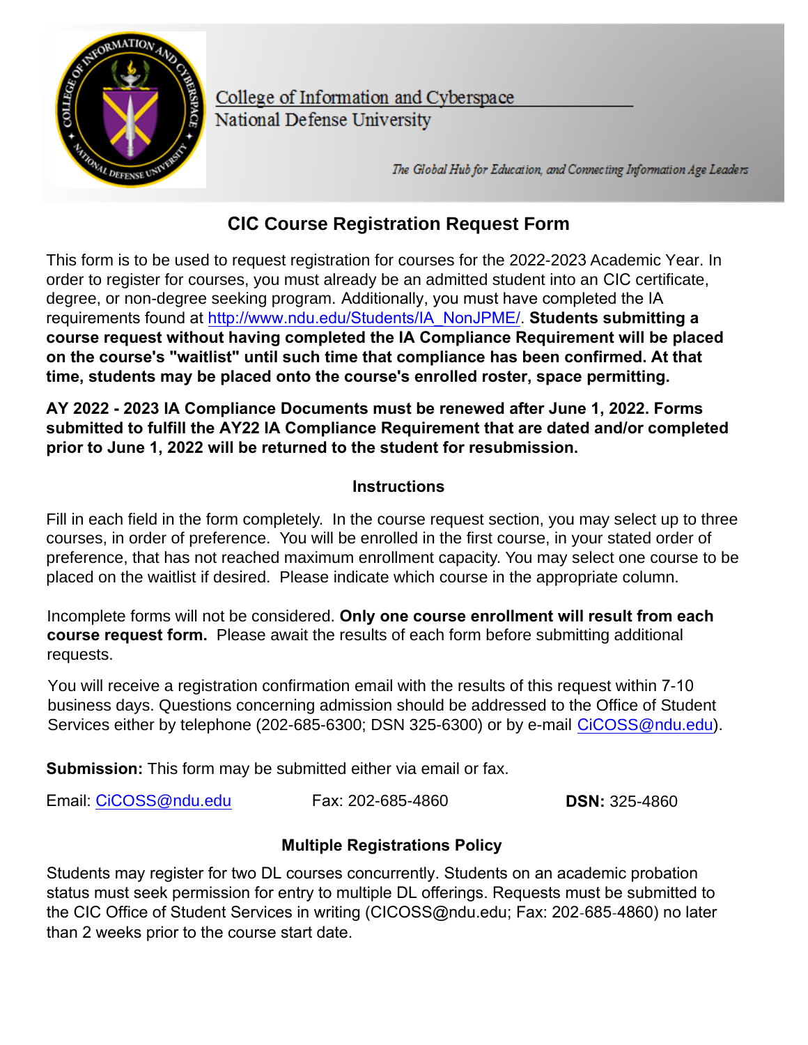College of Information and Cyberspace
National Defense University

*The Global Hub for Education, and Connecting Information Age Leaders*

# CIC Course Registration Request Form

This form is to be used to request registration for courses for the 2022-2023 Academic Year. In order to register for courses, you must already be an admitted student into an CIC certificate, degree, or non-degree seeking program. Additionally, you must have completed the IA requirements found at http://www.ndu.edu/Students/IA_NonJPME/. **Students submitting a course request without having completed the IA Compliance Requirement will be placed on the course's "waitlist" until such time that compliance has been confirmed. At that time, students may be placed onto the course's enrolled roster, space permitting.**

**AY 2022 - 2023 IA Compliance Documents must be renewed after June 1, 2022. Forms submitted to fulfill the AY22 IA Compliance Requirement that are dated and/or completed prior to June 1, 2022 will be returned to the student for resubmission.**

## Instructions

Fill in each field in the form completely. In the course request section, you may select up to three courses, in order of preference. You will be enrolled in the first course, in your stated order of preference, that has not reached maximum enrollment capacity. You may select one course to be placed on the waitlist if desired. Please indicate which course in the appropriate column.

Incomplete forms will not be considered. **Only one course enrollment will result from each course request form.** Please await the results of each form before submitting additional requests.

You will receive a registration confirmation email with the results of this request within 7-10 business days. Questions concerning admission should be addressed to the Office of Student Services either by telephone (202-685-6300; DSN 325-6300) or by e-mail CiCOSS@ndu.edu).

**Submission:** This form may be submitted either via email or fax.

Email: CiCOSS@ndu.edu Fax: 202-685-4860 **DSN:** 325-4860

## Multiple Registrations Policy

Students may register for two DL courses concurrently. Students on an academic probation status must seek permission for entry to multiple DL offerings. Requests must be submitted to the CIC Office of Student Services in writing (CICOSS@ndu.edu; Fax: 202-685-4860) no later than 2 weeks prior to the course start date.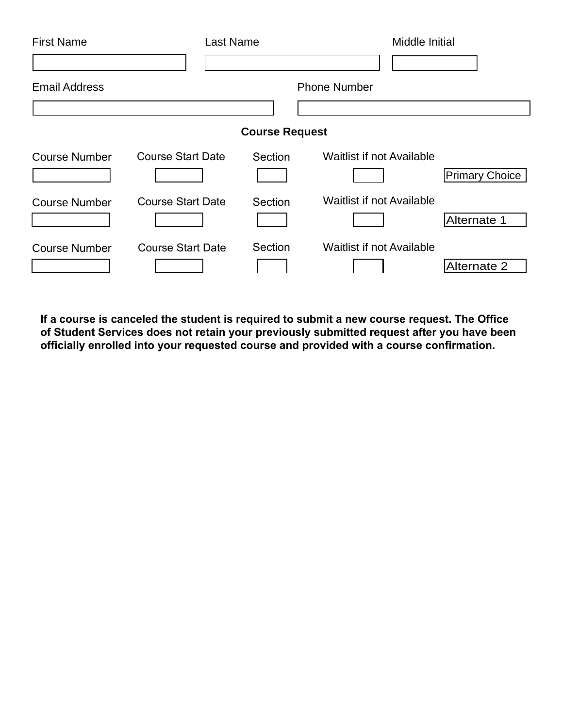First Name | Last Name | Middle Initial

Email Address | Phone Number

**Course Request**

| Course Number | Course Start Date | Section | Waitlist if not Available | |
|---|---|---|---|---|
| | | | | Primary Choice |
| | | | | Alternate 1 |
| | | | | Alternate 2 |

**If a course is canceled the student is required to submit a new course request. The Office of Student Services does not retain your previously submitted request after you have been officially enrolled into your requested course and provided with a course confirmation.**